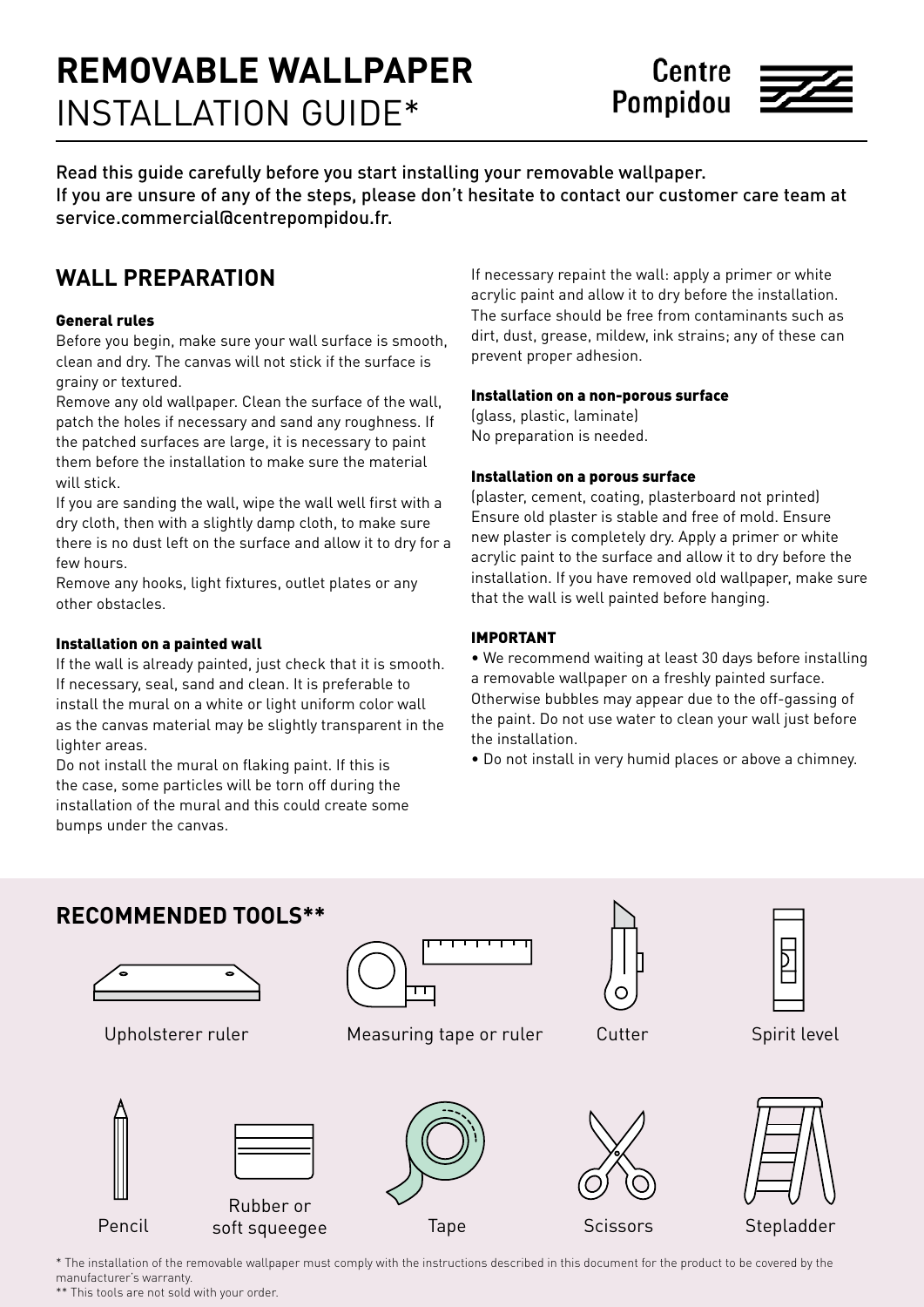# **REMOVABLE WALLPAPER** INSTALLATION GUIDE*

Centre Pompidou

Read this guide carefully before you start installing your removable wallpaper.
If you are unsure of any of the steps, please don't hesitate to contact our customer care team at service.commercial@centrepompidou.fr.

## WALL PREPARATION

### General rules

Before you begin, make sure your wall surface is smooth, clean and dry. The canvas will not stick if the surface is grainy or textured.

Remove any old wallpaper. Clean the surface of the wall, patch the holes if necessary and sand any roughness. If the patched surfaces are large, it is necessary to paint them before the installation to make sure the material will stick.

If you are sanding the wall, wipe the wall well first with a dry cloth, then with a slightly damp cloth, to make sure there is no dust left on the surface and allow it to dry for a few hours.

Remove any hooks, light fixtures, outlet plates or any other obstacles.

### Installation on a painted wall

If the wall is already painted, just check that it is smooth. If necessary, seal, sand and clean. It is preferable to install the mural on a white or light uniform color wall as the canvas material may be slightly transparent in the lighter areas.

Do not install the mural on flaking paint. If this is the case, some particles will be torn off during the installation of the mural and this could create some bumps under the canvas.

If necessary repaint the wall: apply a primer or white acrylic paint and allow it to dry before the installation. The surface should be free from contaminants such as dirt, dust, grease, mildew, ink strains; any of these can prevent proper adhesion.

### Installation on a non-porous surface

(glass, plastic, laminate)
No preparation is needed.

### Installation on a porous surface

(plaster, cement, coating, plasterboard not printed)
Ensure old plaster is stable and free of mold. Ensure new plaster is completely dry. Apply a primer or white acrylic paint to the surface and allow it to dry before the installation. If you have removed old wallpaper, make sure that the wall is well painted before hanging.

### IMPORTANT

- We recommend waiting at least 30 days before installing a removable wallpaper on a freshly painted surface. Otherwise bubbles may appear due to the off-gassing of the paint. Do not use water to clean your wall just before the installation.
- Do not install in very humid places or above a chimney.

## RECOMMENDED TOOLS**

- Upholsterer ruler
- Measuring tape or ruler
- Cutter
- Spirit level
- Pencil
- Rubber or soft squeegee
- Tape
- Scissors
- Stepladder

\* The installation of the removable wallpaper must comply with the instructions described in this document for the product to be covered by the manufacturer's warranty.
\*\* This tools are not sold with your order.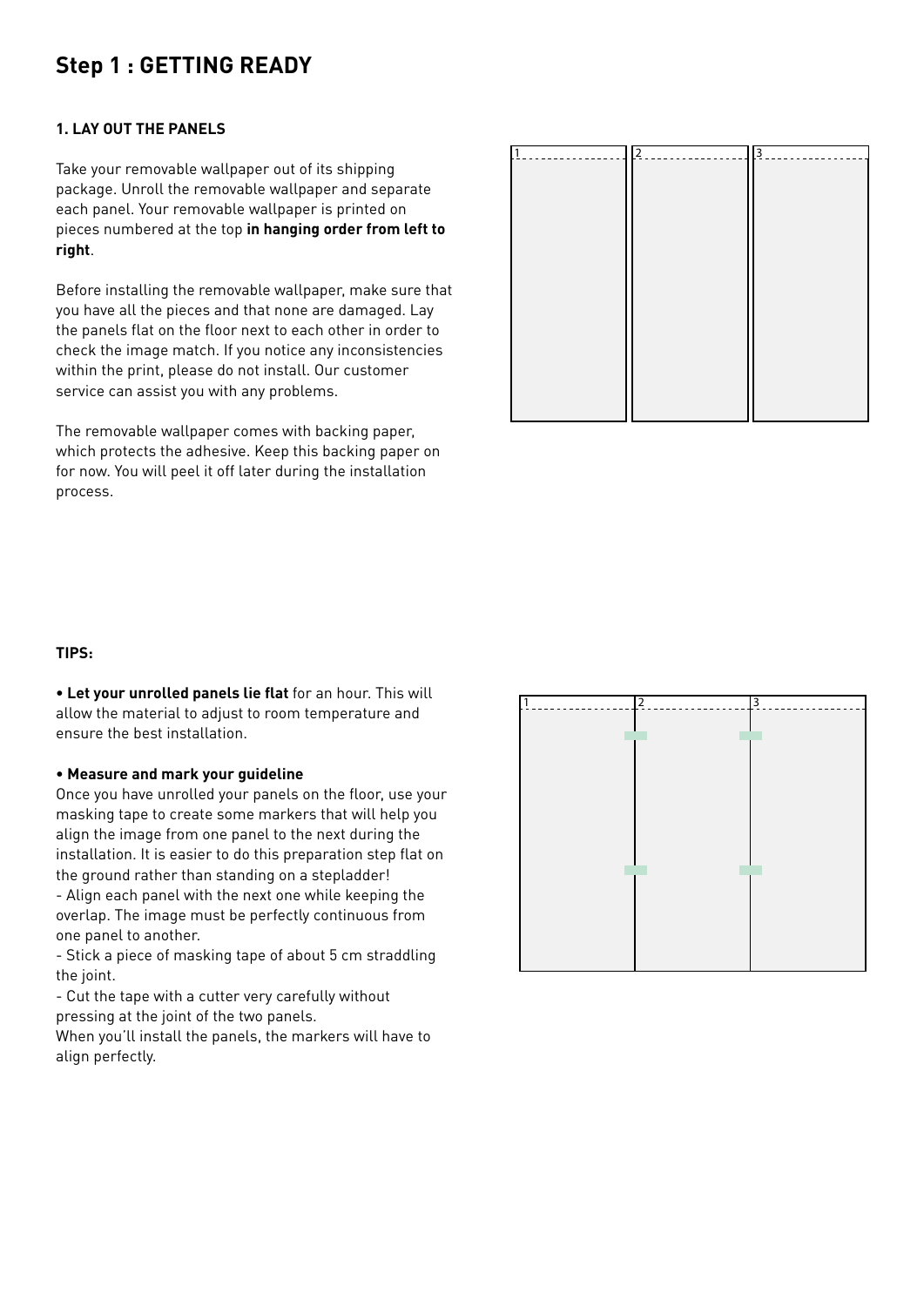# Step 1 : GETTING READY

### 1. LAY OUT THE PANELS

Take your removable wallpaper out of its shipping package. Unroll the removable wallpaper and separate each panel. Your removable wallpaper is printed on pieces numbered at the top **in hanging order from left to right**.

Before installing the removable wallpaper, make sure that you have all the pieces and that none are damaged. Lay the panels flat on the floor next to each other in order to check the image match. If you notice any inconsistencies within the print, please do not install. Our customer service can assist you with any problems.

The removable wallpaper comes with backing paper, which protects the adhesive. Keep this backing paper on for now. You will peel it off later during the installation process.

### TIPS:

• **Let your unrolled panels lie flat** for an hour. This will allow the material to adjust to room temperature and ensure the best installation.

• **Measure and mark your guideline**

Once you have unrolled your panels on the floor, use your masking tape to create some markers that will help you align the image from one panel to the next during the installation. It is easier to do this preparation step flat on the ground rather than standing on a stepladder!

- Align each panel with the next one while keeping the overlap. The image must be perfectly continuous from one panel to another.
- Stick a piece of masking tape of about 5 cm straddling the joint.
- Cut the tape with a cutter very carefully without pressing at the joint of the two panels.

When you'll install the panels, the markers will have to align perfectly.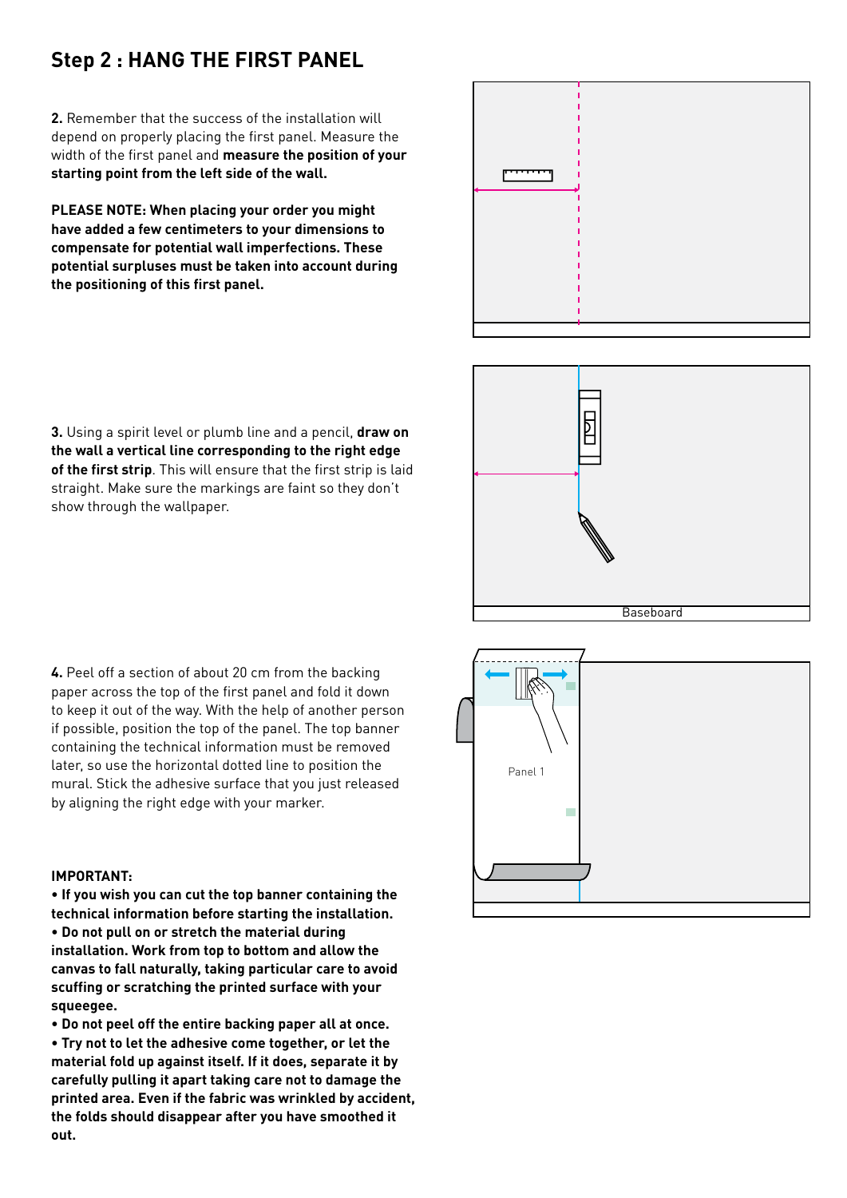## Step 2 : HANG THE FIRST PANEL

**2.** Remember that the success of the installation will depend on properly placing the first panel. Measure the width of the first panel and **measure the position of your starting point from the left side of the wall.**

**PLEASE NOTE: When placing your order you might have added a few centimeters to your dimensions to compensate for potential wall imperfections. These potential surpluses must be taken into account during the positioning of this first panel.**

**3.** Using a spirit level or plumb line and a pencil, **draw on the wall a vertical line corresponding to the right edge of the first strip**. This will ensure that the first strip is laid straight. Make sure the markings are faint so they don't show through the wallpaper.

Baseboard

**4.** Peel off a section of about 20 cm from the backing paper across the top of the first panel and fold it down to keep it out of the way. With the help of another person if possible, position the top of the panel. The top banner containing the technical information must be removed later, so use the horizontal dotted line to position the mural. Stick the adhesive surface that you just released by aligning the right edge with your marker.

Panel 1

**IMPORTANT:**

- **If you wish you can cut the top banner containing the technical information before starting the installation.**
- **Do not pull on or stretch the material during installation. Work from top to bottom and allow the canvas to fall naturally, taking particular care to avoid scuffing or scratching the printed surface with your squeegee.**
- **Do not peel off the entire backing paper all at once.**
- **Try not to let the adhesive come together, or let the material fold up against itself. If it does, separate it by carefully pulling it apart taking care not to damage the printed area. Even if the fabric was wrinkled by accident, the folds should disappear after you have smoothed it out.**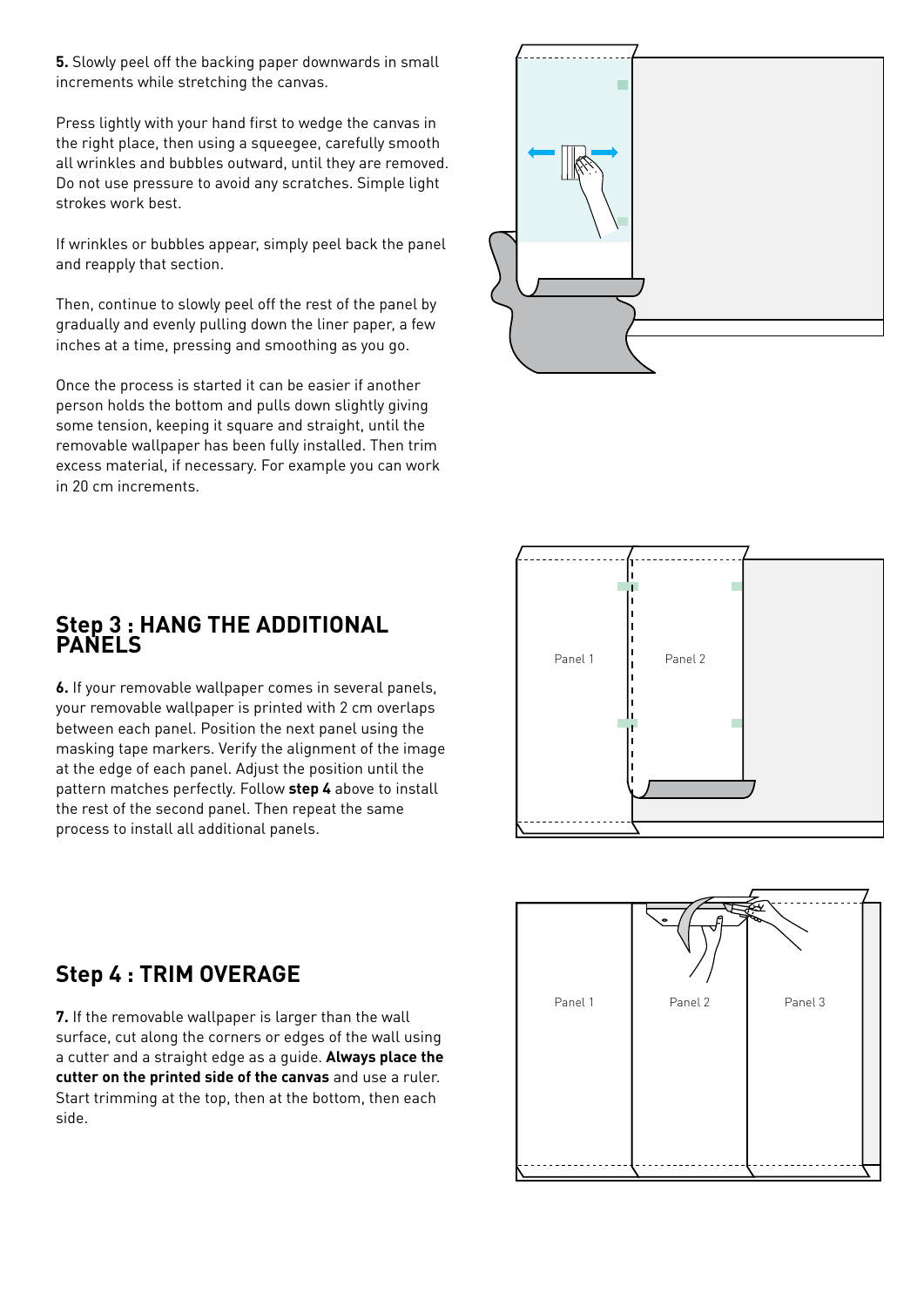**5.** Slowly peel off the backing paper downwards in small increments while stretching the canvas.

Press lightly with your hand first to wedge the canvas in the right place, then using a squeegee, carefully smooth all wrinkles and bubbles outward, until they are removed. Do not use pressure to avoid any scratches. Simple light strokes work best.

If wrinkles or bubbles appear, simply peel back the panel and reapply that section.

Then, continue to slowly peel off the rest of the panel by gradually and evenly pulling down the liner paper, a few inches at a time, pressing and smoothing as you go.

Once the process is started it can be easier if another person holds the bottom and pulls down slightly giving some tension, keeping it square and straight, until the removable wallpaper has been fully installed. Then trim excess material, if necessary. For example you can work in 20 cm increments.

## Step 3 : HANG THE ADDITIONAL PANELS

**6.** If your removable wallpaper comes in several panels, your removable wallpaper is printed with 2 cm overlaps between each panel. Position the next panel using the masking tape markers. Verify the alignment of the image at the edge of each panel. Adjust the position until the pattern matches perfectly. Follow **step 4** above to install the rest of the second panel. Then repeat the same process to install all additional panels.

Panel 1

Panel 2

## Step 4 : TRIM OVERAGE

**7.** If the removable wallpaper is larger than the wall surface, cut along the corners or edges of the wall using a cutter and a straight edge as a guide. **Always place the cutter on the printed side of the canvas** and use a ruler. Start trimming at the top, then at the bottom, then each side.

Panel 1

Panel 2

Panel 3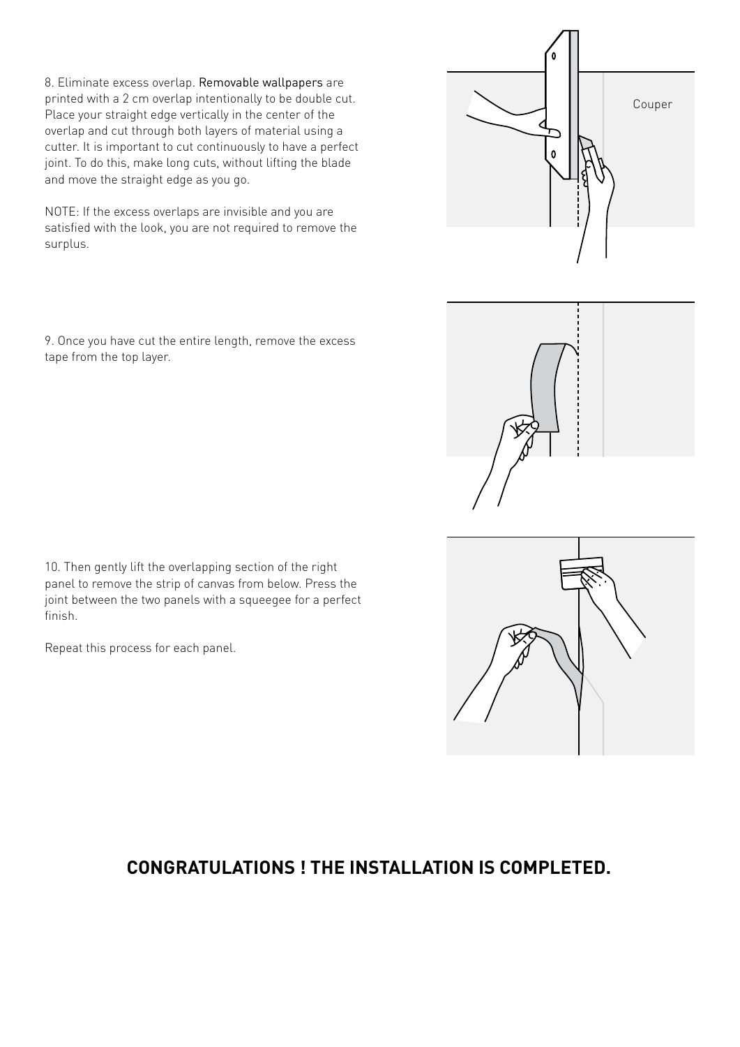8. Eliminate excess overlap. Removable wallpapers are printed with a 2 cm overlap intentionally to be double cut. Place your straight edge vertically in the center of the overlap and cut through both layers of material using a cutter. It is important to cut continuously to have a perfect joint. To do this, make long cuts, without lifting the blade and move the straight edge as you go.

NOTE: If the excess overlaps are invisible and you are satisfied with the look, you are not required to remove the surplus.

9. Once you have cut the entire length, remove the excess tape from the top layer.

10. Then gently lift the overlapping section of the right panel to remove the strip of canvas from below. Press the joint between the two panels with a squeegee for a perfect finish.

Repeat this process for each panel.

## CONGRATULATIONS ! THE INSTALLATION IS COMPLETED.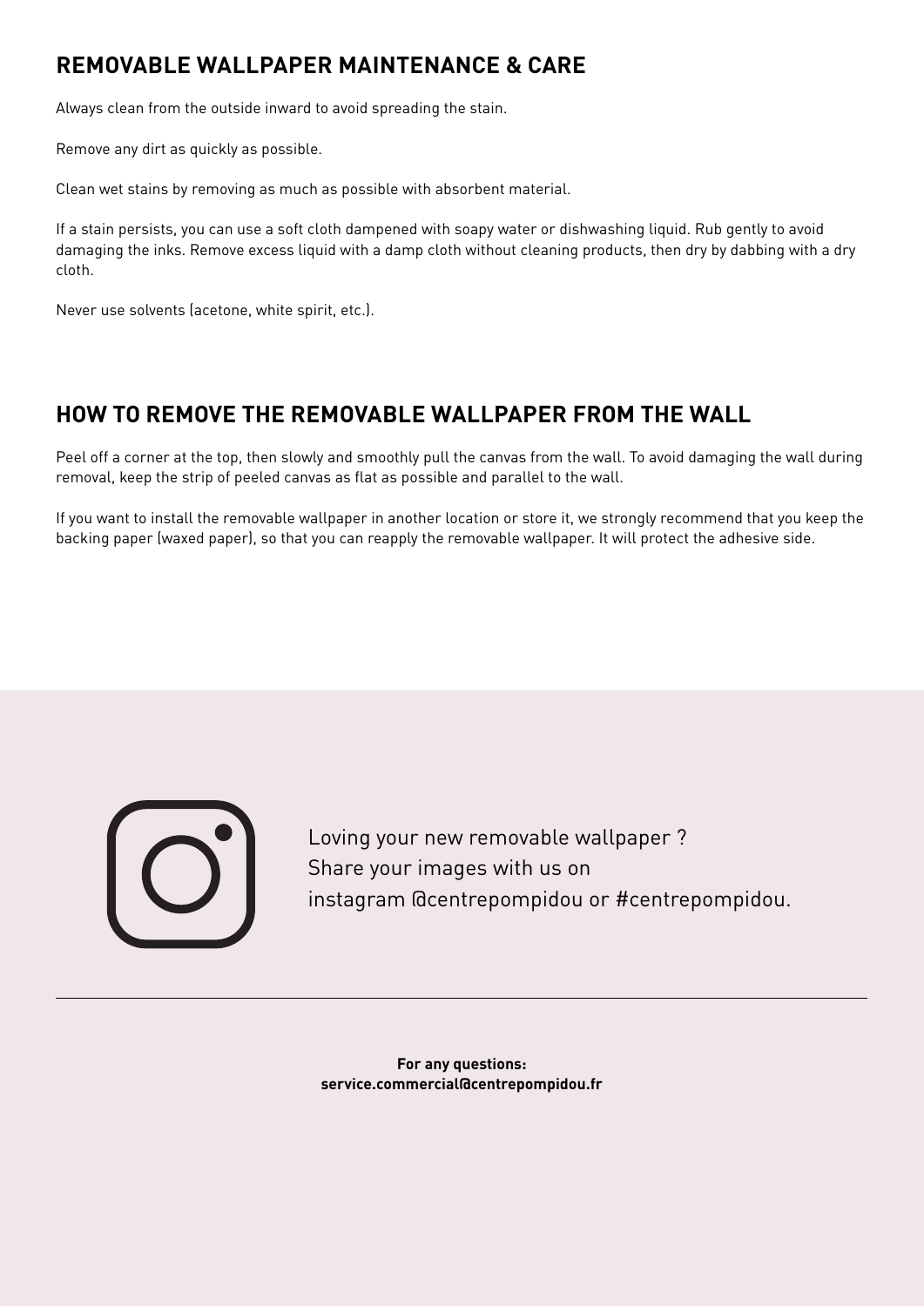## REMOVABLE WALLPAPER MAINTENANCE & CARE

Always clean from the outside inward to avoid spreading the stain.

Remove any dirt as quickly as possible.

Clean wet stains by removing as much as possible with absorbent material.

If a stain persists, you can use a soft cloth dampened with soapy water or dishwashing liquid. Rub gently to avoid damaging the inks. Remove excess liquid with a damp cloth without cleaning products, then dry by dabbing with a dry cloth.

Never use solvents (acetone, white spirit, etc.).

## HOW TO REMOVE THE REMOVABLE WALLPAPER FROM THE WALL

Peel off a corner at the top, then slowly and smoothly pull the canvas from the wall. To avoid damaging the wall during removal, keep the strip of peeled canvas as flat as possible and parallel to the wall.

If you want to install the removable wallpaper in another location or store it, we strongly recommend that you keep the backing paper (waxed paper), so that you can reapply the removable wallpaper. It will protect the adhesive side.

Loving your new removable wallpaper ?
Share your images with us on
instagram @centrepompidou or #centrepompidou.

---

**For any questions:**
**service.commercial@centrepompidou.fr**